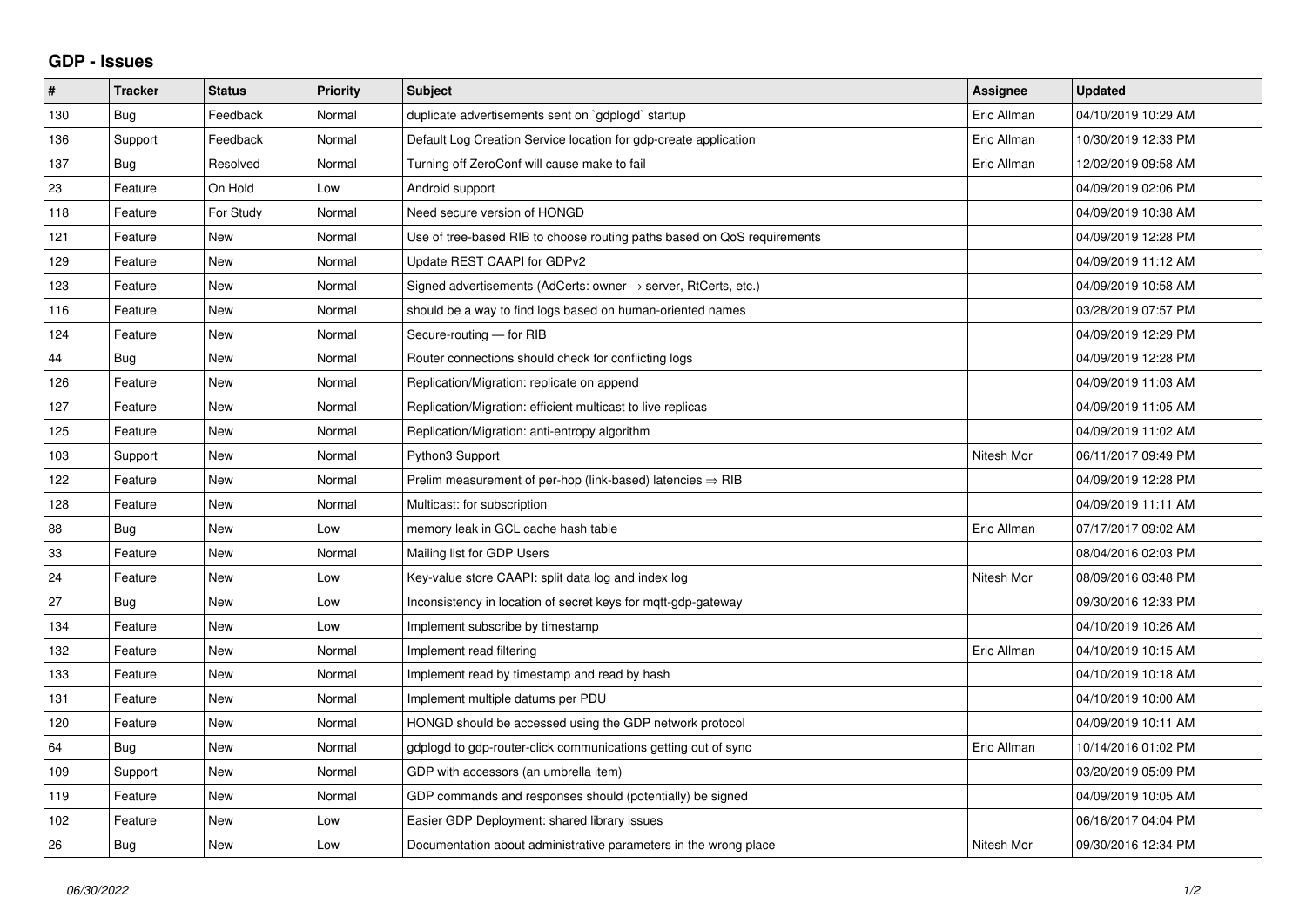## GDP - Issues

| # | Tracker | Status | Priority | Subject | Assignee | Updated |
|---|---|---|---|---|---|---|
| 130 | Bug | Feedback | Normal | duplicate advertisements sent on `gdplogd` startup | Eric Allman | 04/10/2019 10:29 AM |
| 136 | Support | Feedback | Normal | Default Log Creation Service location for gdp-create application | Eric Allman | 10/30/2019 12:33 PM |
| 137 | Bug | Resolved | Normal | Turning off ZeroConf will cause make to fail | Eric Allman | 12/02/2019 09:58 AM |
| 23 | Feature | On Hold | Low | Android support | | 04/09/2019 02:06 PM |
| 118 | Feature | For Study | Normal | Need secure version of HONGD | | 04/09/2019 10:38 AM |
| 121 | Feature | New | Normal | Use of tree-based RIB to choose routing paths based on QoS requirements | | 04/09/2019 12:28 PM |
| 129 | Feature | New | Normal | Update REST CAAPI for GDPv2 | | 04/09/2019 11:12 AM |
| 123 | Feature | New | Normal | Signed advertisements (AdCerts: owner → server, RtCerts, etc.) | | 04/09/2019 10:58 AM |
| 116 | Feature | New | Normal | should be a way to find logs based on human-oriented names | | 03/28/2019 07:57 PM |
| 124 | Feature | New | Normal | Secure-routing — for RIB | | 04/09/2019 12:29 PM |
| 44 | Bug | New | Normal | Router connections should check for conflicting logs | | 04/09/2019 12:28 PM |
| 126 | Feature | New | Normal | Replication/Migration: replicate on append | | 04/09/2019 11:03 AM |
| 127 | Feature | New | Normal | Replication/Migration: efficient multicast to live replicas | | 04/09/2019 11:05 AM |
| 125 | Feature | New | Normal | Replication/Migration: anti-entropy algorithm | | 04/09/2019 11:02 AM |
| 103 | Support | New | Normal | Python3 Support | Nitesh Mor | 06/11/2017 09:49 PM |
| 122 | Feature | New | Normal | Prelim measurement of per-hop (link-based) latencies ⇒ RIB | | 04/09/2019 12:28 PM |
| 128 | Feature | New | Normal | Multicast: for subscription | | 04/09/2019 11:11 AM |
| 88 | Bug | New | Low | memory leak in GCL cache hash table | Eric Allman | 07/17/2017 09:02 AM |
| 33 | Feature | New | Normal | Mailing list for GDP Users | | 08/04/2016 02:03 PM |
| 24 | Feature | New | Low | Key-value store CAAPI: split data log and index log | Nitesh Mor | 08/09/2016 03:48 PM |
| 27 | Bug | New | Low | Inconsistency in location of secret keys for mqtt-gdp-gateway | | 09/30/2016 12:33 PM |
| 134 | Feature | New | Low | Implement subscribe by timestamp | | 04/10/2019 10:26 AM |
| 132 | Feature | New | Normal | Implement read filtering | Eric Allman | 04/10/2019 10:15 AM |
| 133 | Feature | New | Normal | Implement read by timestamp and read by hash | | 04/10/2019 10:18 AM |
| 131 | Feature | New | Normal | Implement multiple datums per PDU | | 04/10/2019 10:00 AM |
| 120 | Feature | New | Normal | HONGD should be accessed using the GDP network protocol | | 04/09/2019 10:11 AM |
| 64 | Bug | New | Normal | gdplogd to gdp-router-click communications getting out of sync | Eric Allman | 10/14/2016 01:02 PM |
| 109 | Support | New | Normal | GDP with accessors (an umbrella item) | | 03/20/2019 05:09 PM |
| 119 | Feature | New | Normal | GDP commands and responses should (potentially) be signed | | 04/09/2019 10:05 AM |
| 102 | Feature | New | Low | Easier GDP Deployment: shared library issues | | 06/16/2017 04:04 PM |
| 26 | Bug | New | Low | Documentation about administrative parameters in the wrong place | Nitesh Mor | 09/30/2016 12:34 PM |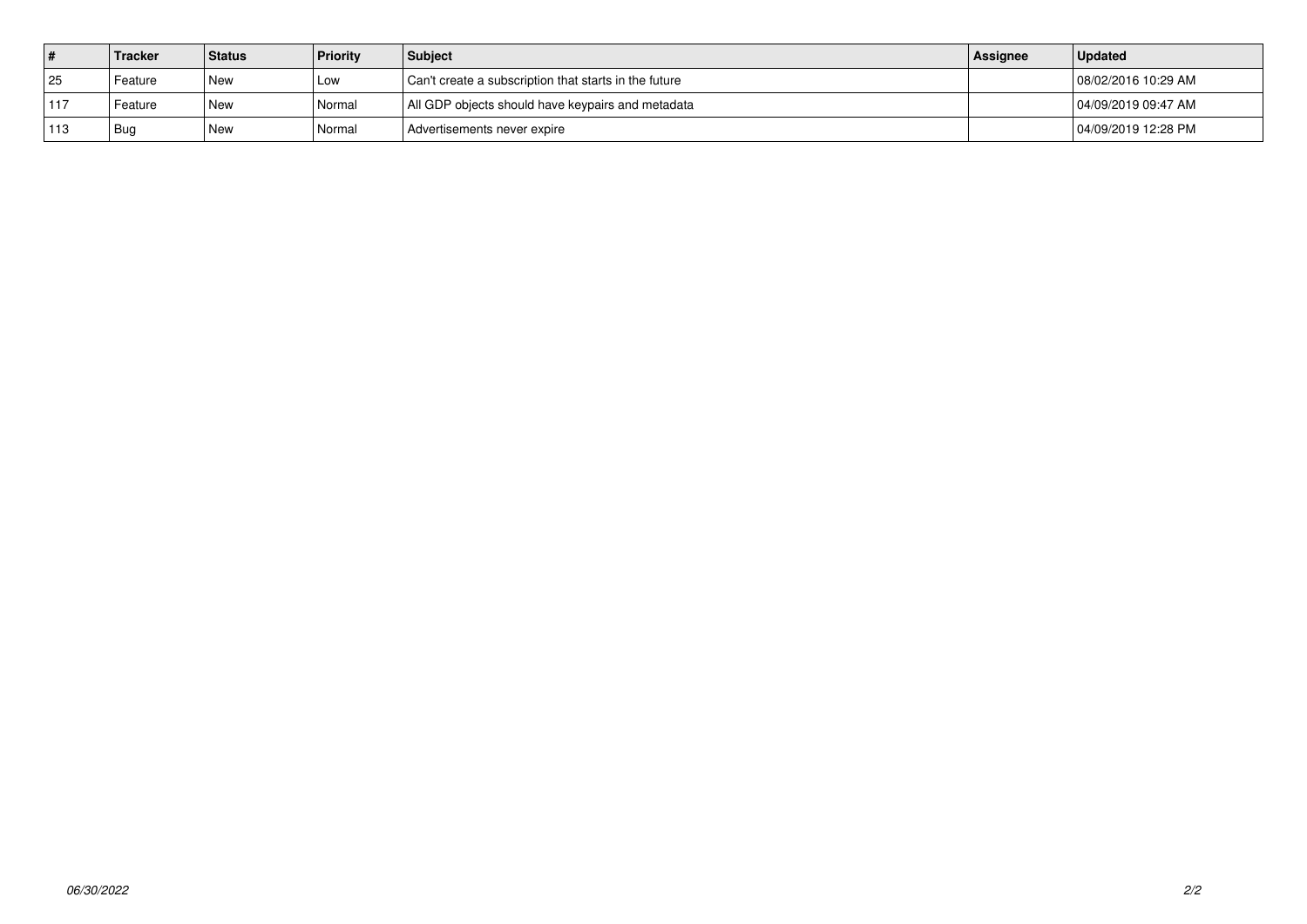| # | Tracker | Status | Priority | Subject | Assignee | Updated |
|---|---|---|---|---|---|---|
| 25 | Feature | New | Low | Can't create a subscription that starts in the future | | 08/02/2016 10:29 AM |
| 117 | Feature | New | Normal | All GDP objects should have keypairs and metadata | | 04/09/2019 09:47 AM |
| 113 | Bug | New | Normal | Advertisements never expire | | 04/09/2019 12:28 PM |